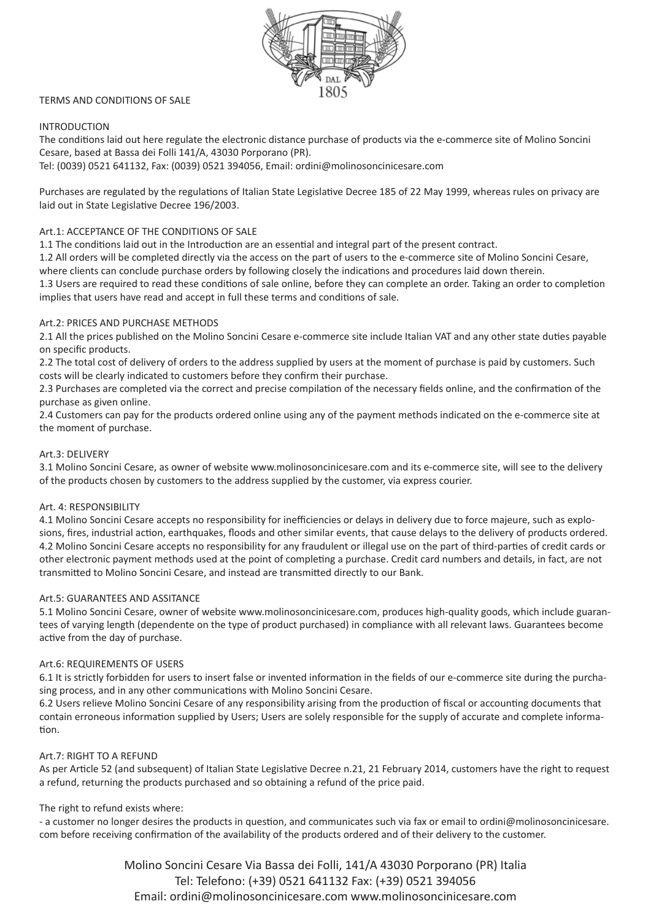# TERMS AND CONDITIONS OF SALE

## INTRODUCTION

The conditions laid out here regulate the electronic distance purchase of products via the e-commerce site of Molino Soncini Cesare, based at Bassa dei Folli 141/A, 43030 Porporano (PR).
Tel: (0039) 0521 641132, Fax: (0039) 0521 394056, Email: ordini@molinosoncinicesare.com

Purchases are regulated by the regulations of Italian State Legislative Decree 185 of 22 May 1999, whereas rules on privacy are laid out in State Legislative Decree 196/2003.

## Art.1: ACCEPTANCE OF THE CONDITIONS OF SALE

1.1 The conditions laid out in the Introduction are an essential and integral part of the present contract.
1.2 All orders will be completed directly via the access on the part of users to the e-commerce site of Molino Soncini Cesare, where clients can conclude purchase orders by following closely the indications and procedures laid down therein.
1.3 Users are required to read these conditions of sale online, before they can complete an order. Taking an order to completion implies that users have read and accept in full these terms and conditions of sale.

## Art.2: PRICES AND PURCHASE METHODS

2.1 All the prices published on the Molino Soncini Cesare e-commerce site include Italian VAT and any other state duties payable on specific products.
2.2 The total cost of delivery of orders to the address supplied by users at the moment of purchase is paid by customers. Such costs will be clearly indicated to customers before they confirm their purchase.
2.3 Purchases are completed via the correct and precise compilation of the necessary fields online, and the confirmation of the purchase as given online.
2.4 Customers can pay for the products ordered online using any of the payment methods indicated on the e-commerce site at the moment of purchase.

## Art.3: DELIVERY

3.1 Molino Soncini Cesare, as owner of website www.molinosoncinicesare.com and its e-commerce site, will see to the delivery of the products chosen by customers to the address supplied by the customer, via express courier.

## Art. 4: RESPONSIBILITY

4.1 Molino Soncini Cesare accepts no responsibility for inefficiencies or delays in delivery due to force majeure, such as explosions, fires, industrial action, earthquakes, floods and other similar events, that cause delays to the delivery of products ordered.
4.2 Molino Soncini Cesare accepts no responsibility for any fraudulent or illegal use on the part of third-parties of credit cards or other electronic payment methods used at the point of completing a purchase. Credit card numbers and details, in fact, are not transmitted to Molino Soncini Cesare, and instead are transmitted directly to our Bank.

## Art.5: GUARANTEES AND ASSITANCE

5.1 Molino Soncini Cesare, owner of website www.molinosoncinicesare.com, produces high-quality goods, which include guarantees of varying length (dependente on the type of product purchased) in compliance with all relevant laws. Guarantees become active from the day of purchase.

## Art.6: REQUIREMENTS OF USERS

6.1 It is strictly forbidden for users to insert false or invented information in the fields of our e-commerce site during the purchasing process, and in any other communications with Molino Soncini Cesare.
6.2 Users relieve Molino Soncini Cesare of any responsibility arising from the production of fiscal or accounting documents that contain erroneous information supplied by Users; Users are solely responsible for the supply of accurate and complete information.

## Art.7: RIGHT TO A REFUND

As per Article 52 (and subsequent) of Italian State Legislative Decree n.21, 21 February 2014, customers have the right to request a refund, returning the products purchased and so obtaining a refund of the price paid.

The right to refund exists where:

- a customer no longer desires the products in question, and communicates such via fax or email to ordini@molinosoncinicesare.com before receiving confirmation of the availability of the products ordered and of their delivery to the customer.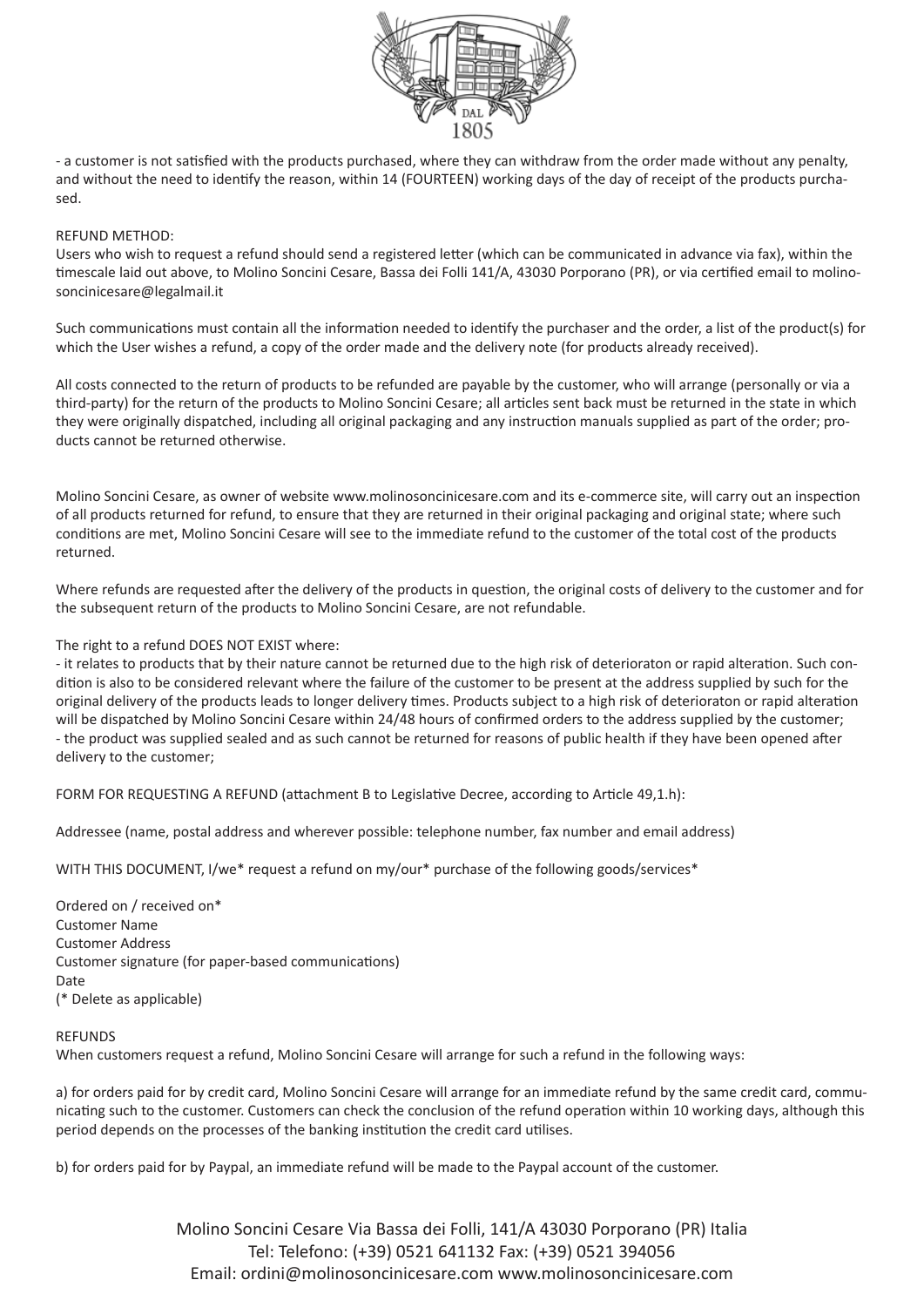- a customer is not satisfied with the products purchased, where they can withdraw from the order made without any penalty, and without the need to identify the reason, within 14 (FOURTEEN) working days of the day of receipt of the products purchased.

REFUND METHOD:
Users who wish to request a refund should send a registered letter (which can be communicated in advance via fax), within the timescale laid out above, to Molino Soncini Cesare, Bassa dei Folli 141/A, 43030 Porporano (PR), or via certified email to molinosoncinicesare@legalmail.it

Such communications must contain all the information needed to identify the purchaser and the order, a list of the product(s) for which the User wishes a refund, a copy of the order made and the delivery note (for products already received).

All costs connected to the return of products to be refunded are payable by the customer, who will arrange (personally or via a third-party) for the return of the products to Molino Soncini Cesare; all articles sent back must be returned in the state in which they were originally dispatched, including all original packaging and any instruction manuals supplied as part of the order; products cannot be returned otherwise.

Molino Soncini Cesare, as owner of website www.molinosoncinicesare.com and its e-commerce site, will carry out an inspection of all products returned for refund, to ensure that they are returned in their original packaging and original state; where such conditions are met, Molino Soncini Cesare will see to the immediate refund to the customer of the total cost of the products returned.

Where refunds are requested after the delivery of the products in question, the original costs of delivery to the customer and for the subsequent return of the products to Molino Soncini Cesare, are not refundable.

The right to a refund DOES NOT EXIST where:
- it relates to products that by their nature cannot be returned due to the high risk of deterioraton or rapid alteration. Such condition is also to be considered relevant where the failure of the customer to be present at the address supplied by such for the original delivery of the products leads to longer delivery times. Products subject to a high risk of deterioraton or rapid alteration will be dispatched by Molino Soncini Cesare within 24/48 hours of confirmed orders to the address supplied by the customer;
- the product was supplied sealed and as such cannot be returned for reasons of public health if they have been opened after delivery to the customer;

FORM FOR REQUESTING A REFUND (attachment B to Legislative Decree, according to Article 49,1.h):

Addressee (name, postal address and wherever possible: telephone number, fax number and email address)

WITH THIS DOCUMENT, I/we* request a refund on my/our* purchase of the following goods/services*

Ordered on / received on*
Customer Name
Customer Address
Customer signature (for paper-based communications)
Date
(* Delete as applicable)

REFUNDS
When customers request a refund, Molino Soncini Cesare will arrange for such a refund in the following ways:

a) for orders paid for by credit card, Molino Soncini Cesare will arrange for an immediate refund by the same credit card, communicating such to the customer. Customers can check the conclusion of the refund operation within 10 working days, although this period depends on the processes of the banking institution the credit card utilises.

b) for orders paid for by Paypal, an immediate refund will be made to the Paypal account of the customer.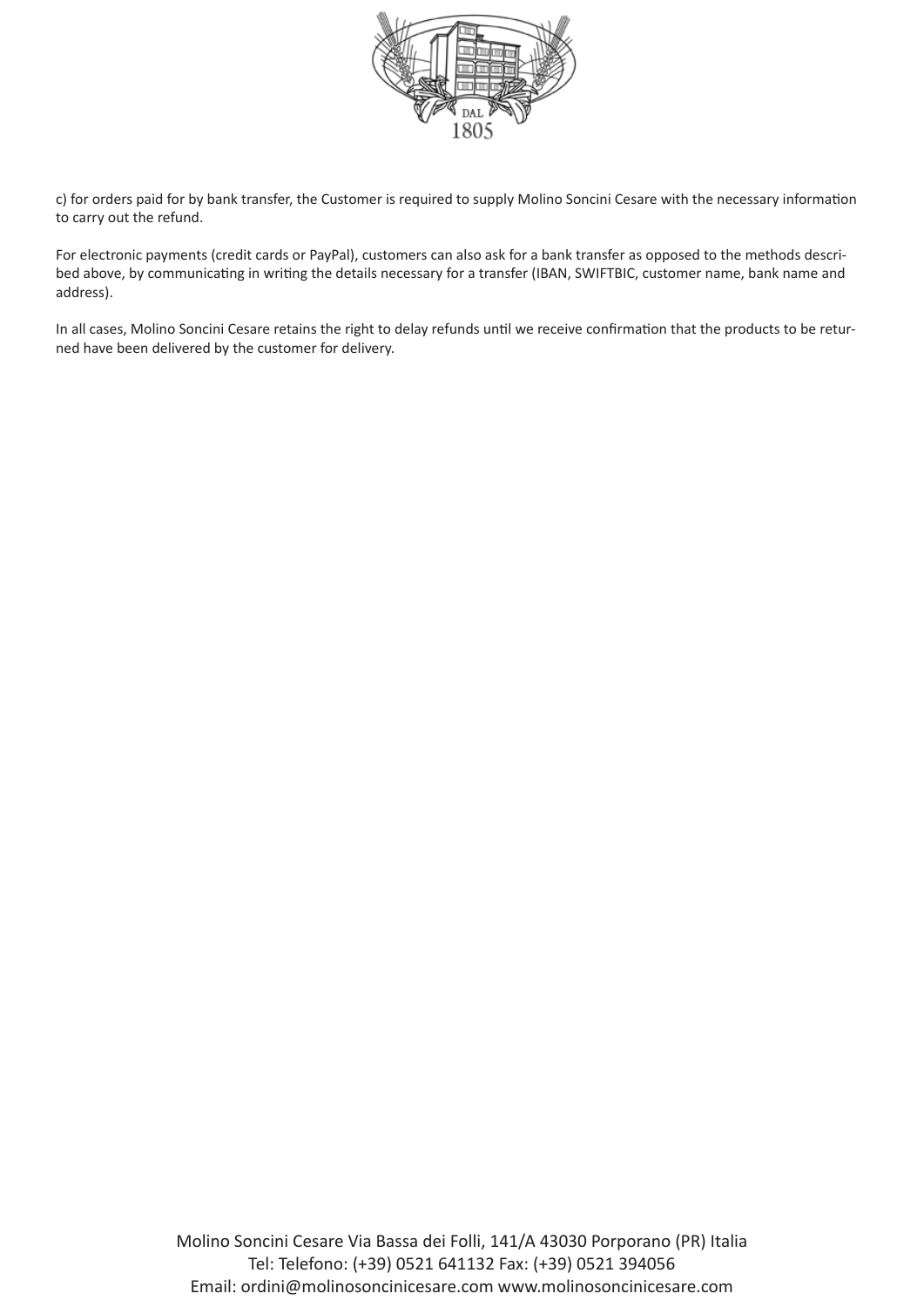c) for orders paid for by bank transfer, the Customer is required to supply Molino Soncini Cesare with the necessary information to carry out the refund.

For electronic payments (credit cards or PayPal), customers can also ask for a bank transfer as opposed to the methods described above, by communicating in writing the details necessary for a transfer (IBAN, SWIFTBIC, customer name, bank name and address).

In all cases, Molino Soncini Cesare retains the right to delay refunds until we receive confirmation that the products to be returned have been delivered by the customer for delivery.